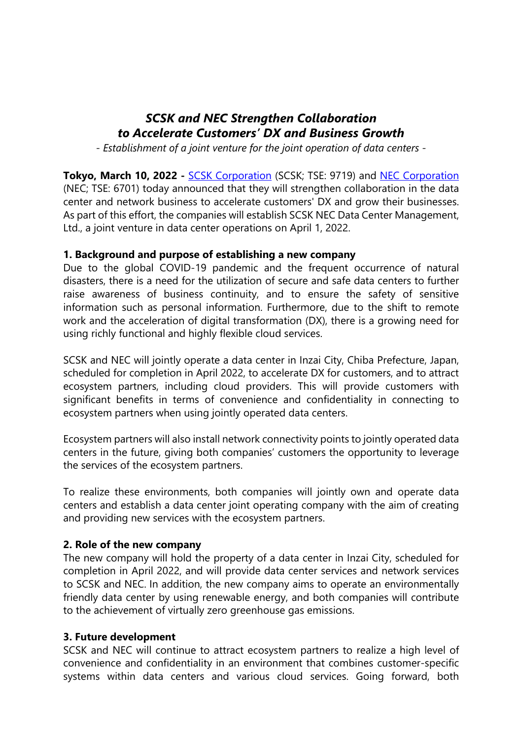# *SCSK and NEC Strengthen Collaboration to Accelerate Customers' DX and Business Growth*

*- Establishment of a joint venture for the joint operation of data centers -*

**Tokyo, March 10, 2022 -** [SCSK Corporation](#) (SCSK; TSE: 9719) and [NEC Corporation](#) (NEC; TSE: 6701) today announced that they will strengthen collaboration in the data center and network business to accelerate customers' DX and grow their businesses. As part of this effort, the companies will establish SCSK NEC Data Center Management, Ltd., a joint venture in data center operations on April 1, 2022.

### 1. Background and purpose of establishing a new company

Due to the global COVID-19 pandemic and the frequent occurrence of natural disasters, there is a need for the utilization of secure and safe data centers to further raise awareness of business continuity, and to ensure the safety of sensitive information such as personal information. Furthermore, due to the shift to remote work and the acceleration of digital transformation (DX), there is a growing need for using richly functional and highly flexible cloud services.

SCSK and NEC will jointly operate a data center in Inzai City, Chiba Prefecture, Japan, scheduled for completion in April 2022, to accelerate DX for customers, and to attract ecosystem partners, including cloud providers. This will provide customers with significant benefits in terms of convenience and confidentiality in connecting to ecosystem partners when using jointly operated data centers.

Ecosystem partners will also install network connectivity points to jointly operated data centers in the future, giving both companies' customers the opportunity to leverage the services of the ecosystem partners.

To realize these environments, both companies will jointly own and operate data centers and establish a data center joint operating company with the aim of creating and providing new services with the ecosystem partners.

### 2. Role of the new company

The new company will hold the property of a data center in Inzai City, scheduled for completion in April 2022, and will provide data center services and network services to SCSK and NEC. In addition, the new company aims to operate an environmentally friendly data center by using renewable energy, and both companies will contribute to the achievement of virtually zero greenhouse gas emissions.

### 3. Future development

SCSK and NEC will continue to attract ecosystem partners to realize a high level of convenience and confidentiality in an environment that combines customer-specific systems within data centers and various cloud services. Going forward, both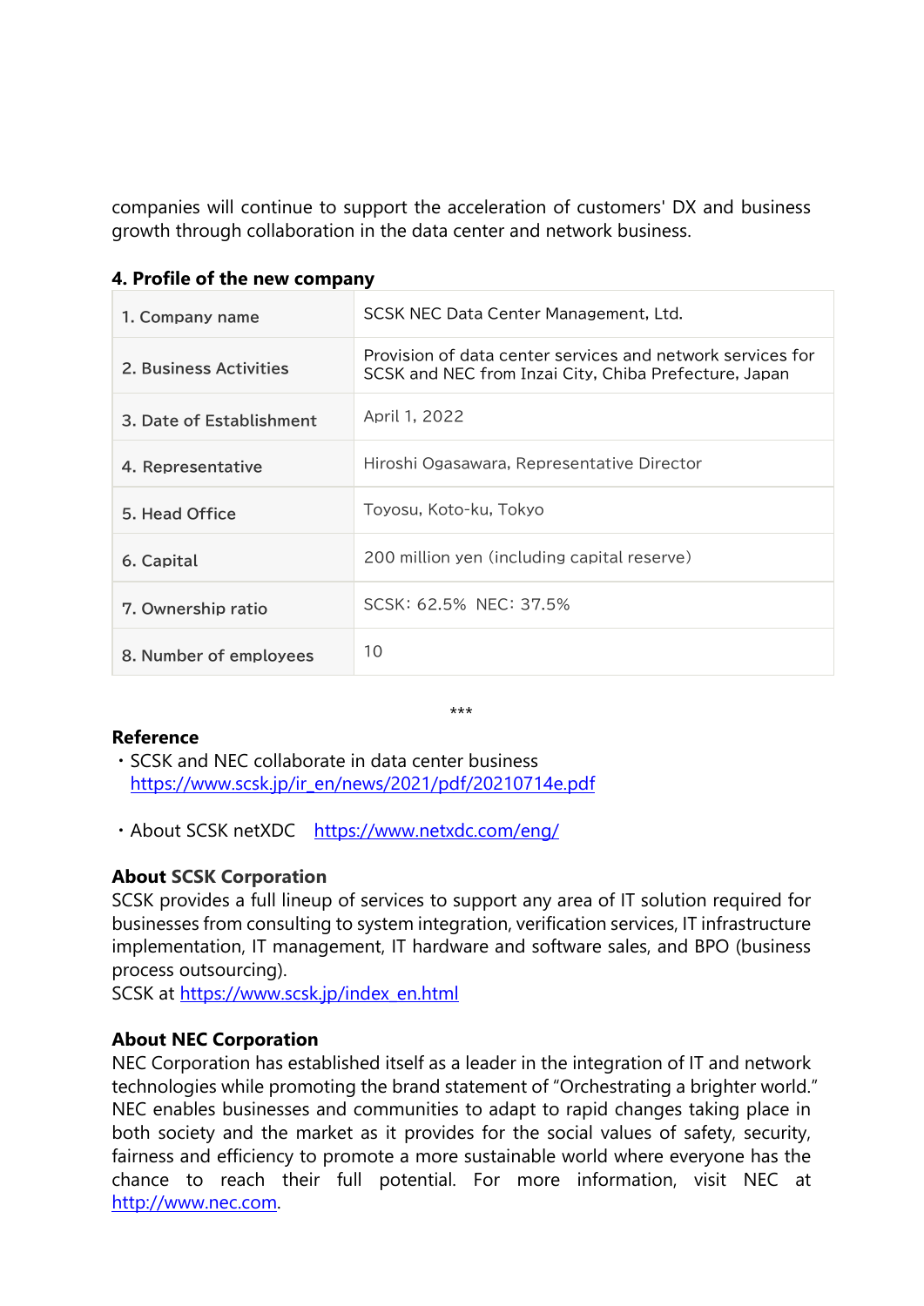companies will continue to support the acceleration of customers' DX and business growth through collaboration in the data center and network business.

**4. Profile of the new company**

| | |
|---|---|
| 1. Company name | SCSK NEC Data Center Management, Ltd. |
| 2. Business Activities | Provision of data center services and network services for SCSK and NEC from Inzai City, Chiba Prefecture, Japan |
| 3. Date of Establishment | April 1, 2022 |
| 4. Representative | Hiroshi Ogasawara, Representative Director |
| 5. Head Office | Toyosu, Koto-ku, Tokyo |
| 6. Capital | 200 million yen (including capital reserve) |
| 7. Ownership ratio | SCSK: 62.5% NEC: 37.5% |
| 8. Number of employees | 10 |

***

**Reference**

・SCSK and NEC collaborate in data center business
https://www.scsk.jp/ir_en/news/2021/pdf/20210714e.pdf

・About SCSK netXDC https://www.netxdc.com/eng/

**About SCSK Corporation**

SCSK provides a full lineup of services to support any area of IT solution required for businesses from consulting to system integration, verification services, IT infrastructure implementation, IT management, IT hardware and software sales, and BPO (business process outsourcing).
SCSK at https://www.scsk.jp/index_en.html

**About NEC Corporation**

NEC Corporation has established itself as a leader in the integration of IT and network technologies while promoting the brand statement of "Orchestrating a brighter world." NEC enables businesses and communities to adapt to rapid changes taking place in both society and the market as it provides for the social values of safety, security, fairness and efficiency to promote a more sustainable world where everyone has the chance to reach their full potential. For more information, visit NEC at http://www.nec.com.